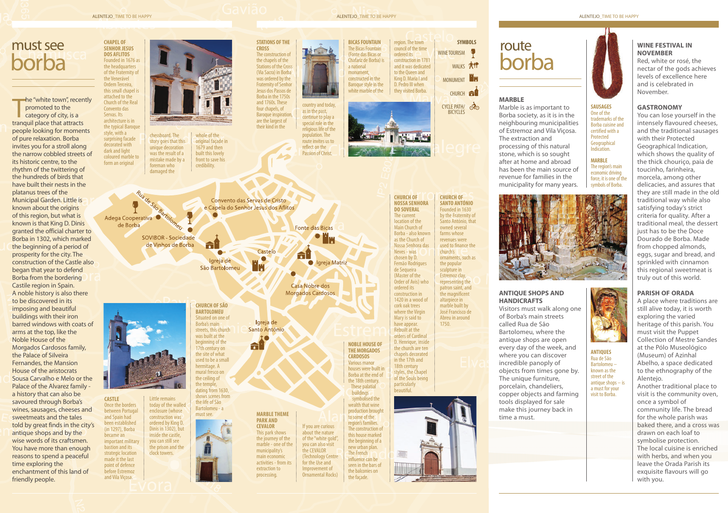# must see borba

The "white town", recently promoted to the category of city, is a tranquil place that attracts people looking for moments of pure relaxation. Borba invites you for a stroll along the narrow cobbled streets of its historic centre, to the rhythm of the twittering of the hundreds of birds that have built their nests in the platanus trees of the Municipal Garden. Little is known about the origins of this region, but what is known is that King D. Dinis granted the official charter to Borba in 1302, which marked the beginning of a period of prosperity for the city. The construction of the Castle also began that year to defend Borba from the bordering Castile region in Spain. A noble history is also there to be discovered in its imposing and beautiful buildings with their iron barred windows with coats of arms at the top, like the Noble House of the Morgados Cardosos family, the Palace of Silveira Fernandes, the Mansion House of the aristocrats Sousa Carvalho e Melo or the Palace of the Alvarez family - a history that can also be savoured through Borba's wines, sausages, cheeses and sweetmeats and the tales told by great folks in the city's antique shops and by the wise words of its craftsmen. You have more than enough reasons to spend a peaceful time exploring the enchantment of this land of friendly people.

### CHAPEL OF SENHOR JESUS DOS AFLITOS

Founded in 1676 as the headquarters of the Fraternity of the Venerável Ordem Terceira, this small chapel is attached to the Church of the Real Convento das Servas. Its architecture is in the typical Baroque style, with a surprising facade decorated with dark and light coloured marble to form an original chessboard. The story goes that this unique decoration was the result of a mistake made by a foreman who damaged the whole of the original façade in 1679 and then built this lovely front to save his credibility.

### STATIONS OF THE CROSS

The construction of the chapels of the Stations of the Cross (Via Sacra) in Borba was ordered by the Fraternity of Senhor Jesus dos Passos de Borba in the 1750s and 1760s. These four chapels, of Baroque inspiration, are the largest of their kind in the country and today, as in the past, continue to play a special role in the religious life of the population. The route invites us to reflect on the Passion of Christ.

### BICAS FOUNTAIN

The Bicas Fountain (Fonte das Bicas or Chafariz de Borba) is a national monument, constructed in the Baroque style in the white marble of the region. The town council of the time ordered its construction in 1781 and it was dedicated to the Queen and King D. Maria I and D. Pedro III when they visited Borba.

### SYMBOLS

- WINE TOURISM
- WALKS
- MONUMENT
- CHURCH
- CYCLE PATH/ BICYCLES

Rua de São Bartolomeu · Adega Cooperativa de Borba · SOVIBOR - Sociedade de Vinhos de Borba · Convento das Servas de Cristo e Capela do Senhor Jesus dos Aflitos · Fonte das Bicas · Castelo · Igreja Matriz · Igreja de São Bartolomeu · Casa Nobre dos Morgados Cardosos · Igreja de Santo António

### CHURCH OF NOSSA SENHORA DO SOVERAL

The current location of the Main Church of Borba - also known as the Church of Nossa Senhora das Neves - was chosen by D. Fernão Rodrigues de Sequeira (Master of the Order of Avis) who ordered its construction in 1420 in a wood of cork oak trees where the Virgin Mary is said to have appear. Rebuilt at the orders of Cardinal D. Henrique, inside the church are ten chapels decorated in the 17th and 18th century styles, the Chapel of the Souls being particularly beautiful.

### CHURCH OF SANTO ANTÓNIO

Founded in 1630 by the Fraternity of Santo António, that owned several farms whose revenues were used to finance the church's ornaments, such as the popular sculpture in Estremoz clay, representing the patron saint, and the magnificent altarpiece in marble built by José Francisco de Abreu in around 1750.

### CASTLE

Once the borders between Portugal and Spain had been established (in 1297), Borba became an important military bastion and its strategic location made it the last point of defence before Estremoz and Vila Viçosa. Little remains today of the walled enclosure (whose construction was ordered by King D. Dinis in 1302), but inside the castle, you can still see the prison and the clock towers.

### CHURCH OF SÃO BARTOLOMEU

Situated on one of Borba's main streets, this church was built at the beginning of the 17th century on the site of what used to be a small hermitage. A mural fresco on the ceiling of the temple, dating from 1630, shows scenes from the life of São Bartolomeu - a must see.

### MARBLE THEME PARK AND CEVALOR

This park shows the journey of the marble - one of the municipality's main economic activities - from its extraction to processing. If you are curious about the nature of the "white gold", you can also visit the CEVALOR (Technology Centre for the Use and Improvement of Ornamental Rocks).

### NOBLE HOUSE OF THE MORGADOS CARDOSOS

Various manor houses were built in Borba at the end of the 18th century. These palatial buildings symbolised the wealth that wine production brought to some of the region's families. The construction of this house marked the beginning of a new urban plan. The French influence can be seen in the bars of the balconies on the façade.

# route borba

### MARBLE

Marble is as important to Borba society, as it is in the neighbouring municipalities of Estremoz and Vila Viçosa. The extraction and processing of this natural stone, which is so sought after at home and abroad has been the main source of revenue for families in the municipality for many years.

### ANTIQUE SHOPS AND HANDICRAFTS

Visitors must walk along one of Borba's main streets called Rua de São Bartolomeu, where the antique shops are open every day of the week, and where you can discover incredible panoply of objects from times gone by. The unique furniture, porcelain, chandeliers, copper objects and farming tools displayed for sale make this journey back in time a must.

**SAUSAGES**
One of the trademarks of the Borba cuisine and certified with a Protected Geographical Indication.

**MARBLE**
The region's main economic driving force, it is one of the symbols of Borba.

**ANTIQUES**
Rua de São Bartolomeu – known as the street of the antique shops – is a must for your visit to Borba.

### WINE FESTIVAL IN NOVEMBER

Red, white or rosé, the nectar of the gods achieves levels of excellence here and is celebrated in November.

### GASTRONOMY

You can lose yourself in the intensely flavoured cheeses, and the traditional sausages with their Protected Geographical Indication, which shows the quality of the thick chouriço, paia de toucinho, farinheira, morcela, among other delicacies, and assures that they are still made in the old traditional way while also satisfying today's strict criteria for quality. After a traditional meal, the dessert just has to be the Doce Dourado de Borba. Made from chopped almonds, eggs, sugar and bread, and sprinkled with cinnamon this regional sweetmeat is truly out of this world.

### PARISH OF ORADA

A place where traditions are still alive today, it is worth exploring the varied heritage of this parish. You must visit the Puppet Collection of Mestre Sandes at the Pólo Museológico (Museum) of Azinhal Abelho, a space dedicated to the ethnography of the Alentejo.
Another traditional place to visit is the community oven, once a symbol of community life. The bread for the whole parish was baked there, and a cross was drawn on each loaf to symbolise protection.
The local cuisine is enriched with herbs, and when you leave the Orada Parish its exquisite flavours will go with you.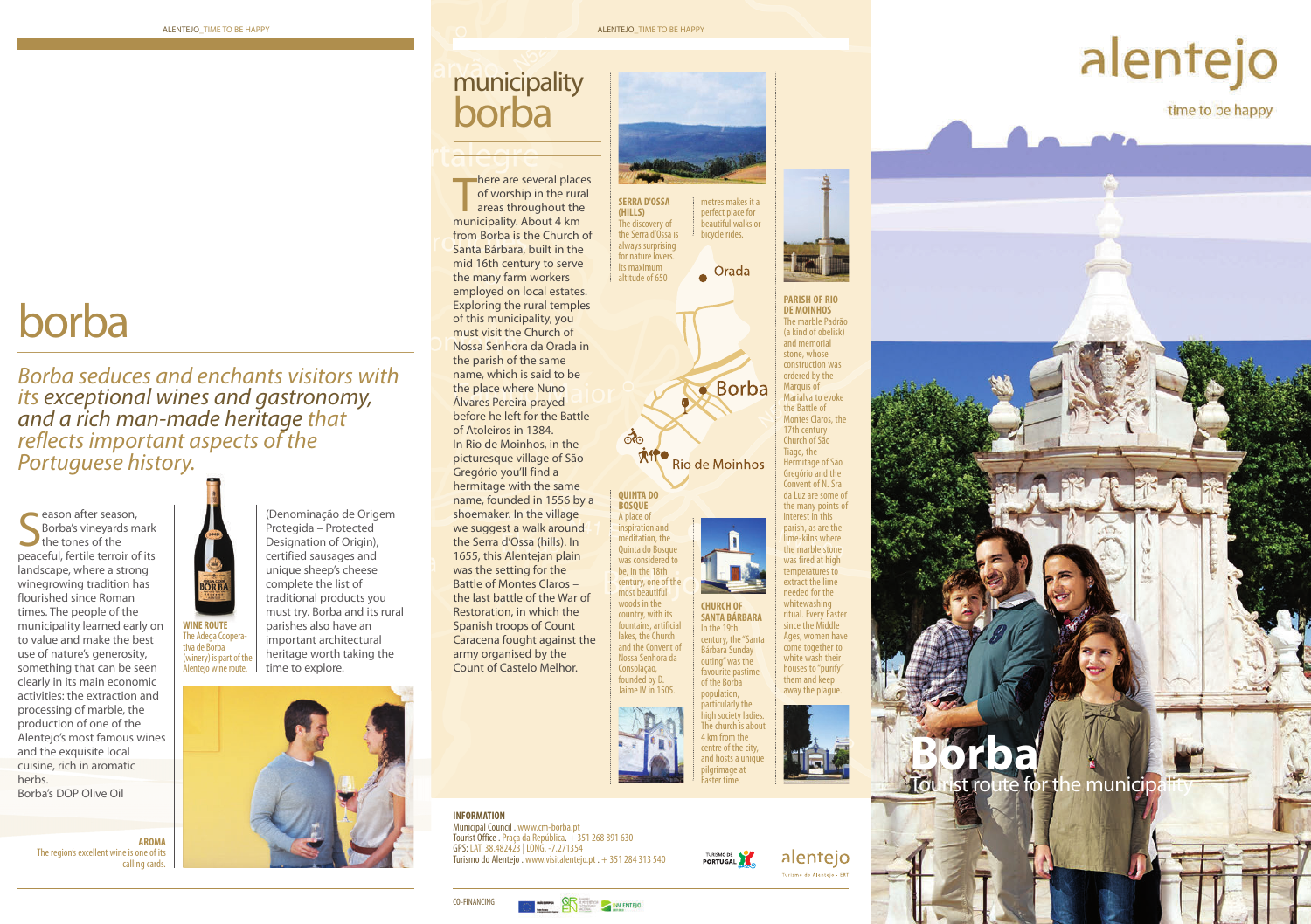# borba

*Borba seduces and enchants visitors with its exceptional wines and gastronomy, and a rich man-made heritage that reflects important aspects of the Portuguese history.*

Season after season, Borba's vineyards mark the tones of the peaceful, fertile terroir of its landscape, where a strong winegrowing tradition has flourished since Roman times. The people of the municipality learned early on to value and make the best use of nature's generosity, something that can be seen clearly in its main economic activities: the extraction and processing of marble, the production of one of the Alentejo's most famous wines and the exquisite local cuisine, rich in aromatic herbs.
Borba's DOP Olive Oil (Denominação de Origem Protegida – Protected Designation of Origin), certified sausages and unique sheep's cheese complete the list of traditional products you must try. Borba and its rural parishes also have an important architectural heritage worth taking the time to explore.

**WINE ROUTE**
The Adega Cooperativa de Borba (winery) is part of the Alentejo wine route.

**AROMA**
The region's excellent wine is one of its calling cards.

# municipality borba

There are several places of worship in the rural areas throughout the municipality. About 4 km from Borba is the Church of Santa Bárbara, built in the mid 16th century to serve the many farm workers employed on local estates. Exploring the rural temples of this municipality, you must visit the Church of Nossa Senhora da Orada in the parish of the same name, which is said to be the place where Nuno Álvares Pereira prayed before he left for the Battle of Atoleiros in 1384.
In Rio de Moinhos, in the picturesque village of São Gregório you'll find a hermitage with the same name, founded in 1556 by a shoemaker. In the village we suggest a walk around the Serra d'Ossa (hills). In 1655, this Alentejan plain was the setting for the Battle of Montes Claros – the last battle of the War of Restoration, in which the Spanish troops of Count Caracena fought against the army organised by the Count of Castelo Melhor.

**SERRA D'OSSA (HILLS)**
The discovery of the Serra d'Ossa is always surprising for nature lovers. Its maximum altitude of 650 metres makes it a perfect place for beautiful walks or bicycle rides.

Orada
Borba
Rio de Moinhos

**QUINTA DO BOSQUE**
A place of inspiration and meditation, the Quinta do Bosque was considered to be, in the 18th century, one of the most beautiful woods in the country, with its fountains, artificial lakes, and the Convent of Nossa Senhora da Consolação, founded by D. Jaime IV in 1505.

**CHURCH OF SANTA BÁRBARA**
In the 19th century, the "Santa Bárbara Sunday outing" was the favourite pastime of the Borba population, particularly the high society ladies. The church is about 4 km from the centre of the city, and hosts a unique pilgrimage at Easter time.

**PARISH OF RIO DE MOINHOS**
The marble Padrão (a kind of obelisk) and memorial stone, whose construction was ordered by the Marquis of Marialva to evoke the Battle of Montes Claros, the 17th century Church of São Tiago, the Hermitage of São Gregório and the Convent of N. Sra da Luz are some of the many points of interest in this parish, as are the lime-kilns where the marble stone was fired at high temperatures to extract the lime needed for the whitewashing ritual. Every Easter since the Middle Ages, women have come together to white wash their houses to "purify" them and keep away the plague.

**INFORMATION**
Municipal Council . www.cm-borba.pt
Tourist Office . Praça da República. + 351 268 891 630
GPS: LAT. 38.482423 | LONG. -7.271354
Turismo do Alentejo . www.visitalentejo.pt . + 351 284 313 540

CO-FINANCING

# alentejo

time to be happy

# Borba

Tourist route for the municipality